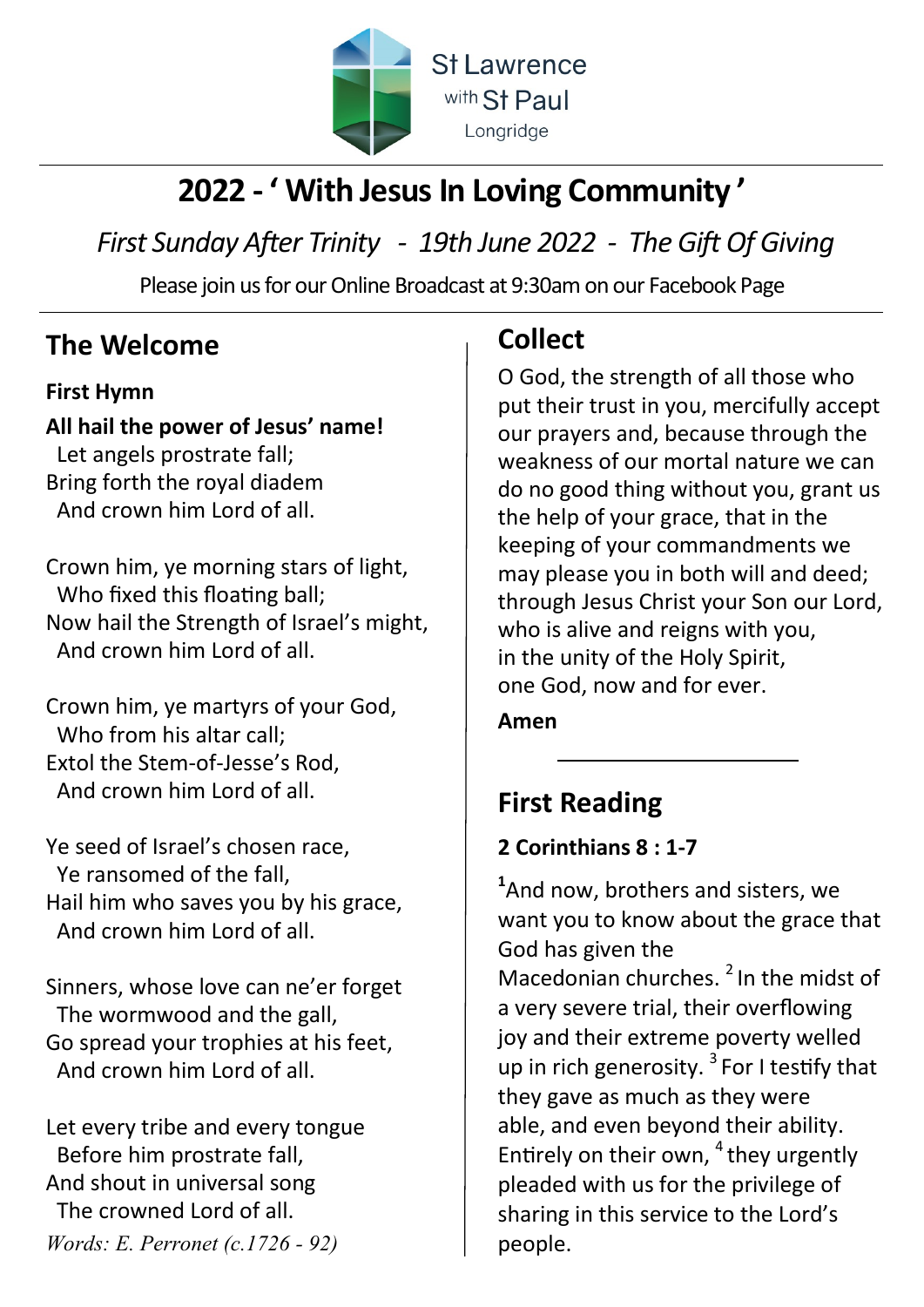St Lawrence
with St Paul
Longridge

# 2022 - ' With Jesus In Loving Community '

*First Sunday After Trinity - 19th June 2022 - The Gift Of Giving*

Please join us for our Online Broadcast at 9:30am on our Facebook Page

## The Welcome

**First Hymn**

**All hail the power of Jesus' name!**
Let angels prostrate fall;
Bring forth the royal diadem
And crown him Lord of all.

Crown him, ye morning stars of light,
Who fixed this floating ball;
Now hail the Strength of Israel's might,
And crown him Lord of all.

Crown him, ye martyrs of your God,
Who from his altar call;
Extol the Stem-of-Jesse's Rod,
And crown him Lord of all.

Ye seed of Israel's chosen race,
Ye ransomed of the fall,
Hail him who saves you by his grace,
And crown him Lord of all.

Sinners, whose love can ne'er forget
The wormwood and the gall,
Go spread your trophies at his feet,
And crown him Lord of all.

Let every tribe and every tongue
Before him prostrate fall,
And shout in universal song
The crowned Lord of all.

*Words: E. Perronet (c.1726 - 92)*

## Collect

O God, the strength of all those who put their trust in you, mercifully accept our prayers and, because through the weakness of our mortal nature we can do no good thing without you, grant us the help of your grace, that in the keeping of your commandments we may please you in both will and deed; through Jesus Christ your Son our Lord, who is alive and reigns with you, in the unity of the Holy Spirit, one God, now and for ever.

**Amen**

---

## First Reading

**2 Corinthians 8 : 1-7**

[1]And now, brothers and sisters, we want you to know about the grace that God has given the Macedonian churches. [2] In the midst of a very severe trial, their overflowing joy and their extreme poverty welled up in rich generosity. [3] For I testify that they gave as much as they were able, and even beyond their ability. Entirely on their own, [4] they urgently pleaded with us for the privilege of sharing in this service to the Lord's people.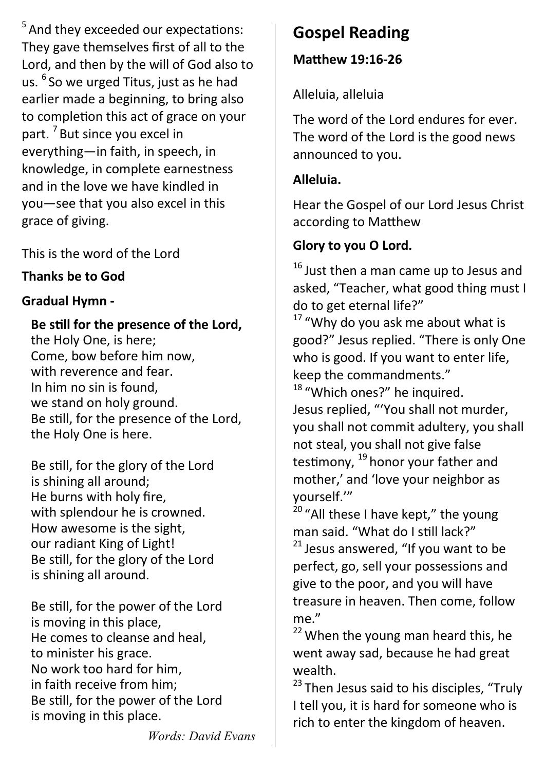[5] And they exceeded our expectations: They gave themselves first of all to the Lord, and then by the will of God also to us. [6] So we urged Titus, just as he had earlier made a beginning, to bring also to completion this act of grace on your part. [7] But since you excel in everything—in faith, in speech, in knowledge, in complete earnestness and in the love we have kindled in you—see that you also excel in this grace of giving.

This is the word of the Lord

**Thanks be to God**

**Gradual Hymn -**

**Be still for the presence of the Lord,**
the Holy One, is here;
Come, bow before him now,
with reverence and fear.
In him no sin is found,
we stand on holy ground.
Be still, for the presence of the Lord,
the Holy One is here.

Be still, for the glory of the Lord
is shining all around;
He burns with holy fire,
with splendour he is crowned.
How awesome is the sight,
our radiant King of Light!
Be still, for the glory of the Lord
is shining all around.

Be still, for the power of the Lord
is moving in this place,
He comes to cleanse and heal,
to minister his grace.
No work too hard for him,
in faith receive from him;
Be still, for the power of the Lord
is moving in this place.

*Words: David Evans*

## Gospel Reading

**Matthew 19:16-26**

Alleluia, alleluia

The word of the Lord endures for ever. The word of the Lord is the good news announced to you.

**Alleluia.**

Hear the Gospel of our Lord Jesus Christ according to Matthew

**Glory to you O Lord.**

[16] Just then a man came up to Jesus and asked, "Teacher, what good thing must I do to get eternal life?"
[17] "Why do you ask me about what is good?" Jesus replied. "There is only One who is good. If you want to enter life, keep the commandments."
[18] "Which ones?" he inquired.
Jesus replied, "'You shall not murder, you shall not commit adultery, you shall not steal, you shall not give false testimony, [19] honor your father and mother,' and 'love your neighbor as yourself.'"
[20] "All these I have kept," the young man said. "What do I still lack?"
[21] Jesus answered, "If you want to be perfect, go, sell your possessions and give to the poor, and you will have treasure in heaven. Then come, follow me."
[22] When the young man heard this, he went away sad, because he had great wealth.
[23] Then Jesus said to his disciples, "Truly I tell you, it is hard for someone who is rich to enter the kingdom of heaven.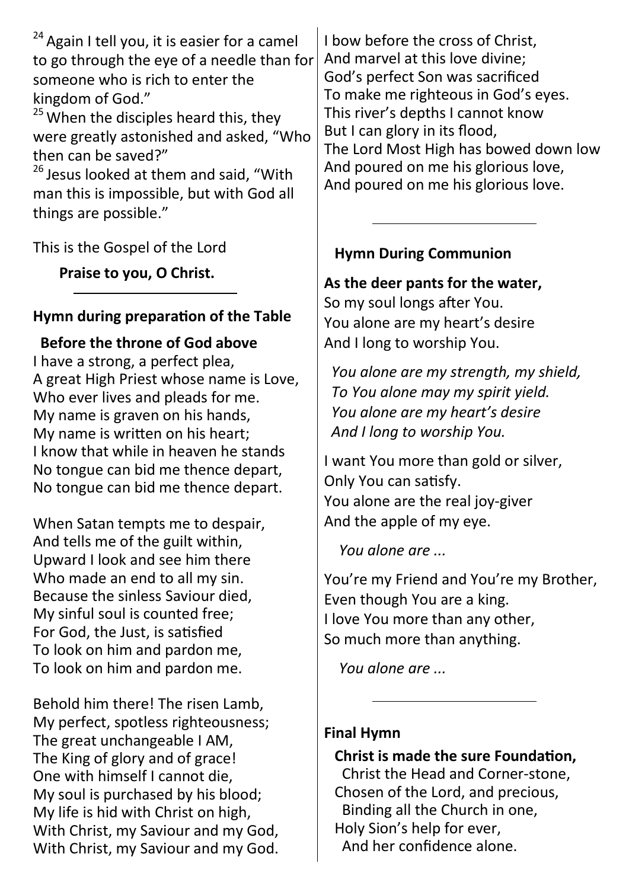[24] Again I tell you, it is easier for a camel to go through the eye of a needle than for someone who is rich to enter the kingdom of God."

[25] When the disciples heard this, they were greatly astonished and asked, "Who then can be saved?"

[26] Jesus looked at them and said, "With man this is impossible, but with God all things are possible."

This is the Gospel of the Lord

**Praise to you, O Christ.**

---

**Hymn during preparation of the Table**

**Before the throne of God above**
I have a strong, a perfect plea,
A great High Priest whose name is Love,
Who ever lives and pleads for me.
My name is graven on his hands,
My name is written on his heart;
I know that while in heaven he stands
No tongue can bid me thence depart,
No tongue can bid me thence depart.

When Satan tempts me to despair,
And tells me of the guilt within,
Upward I look and see him there
Who made an end to all my sin.
Because the sinless Saviour died,
My sinful soul is counted free;
For God, the Just, is satisfied
To look on him and pardon me,
To look on him and pardon me.

Behold him there! The risen Lamb,
My perfect, spotless righteousness;
The great unchangeable I AM,
The King of glory and of grace!
One with himself I cannot die,
My soul is purchased by his blood;
My life is hid with Christ on high,
With Christ, my Saviour and my God,
With Christ, my Saviour and my God.

I bow before the cross of Christ,
And marvel at this love divine;
God's perfect Son was sacrificed
To make me righteous in God's eyes.
This river's depths I cannot know
But I can glory in its flood,
The Lord Most High has bowed down low
And poured on me his glorious love,
And poured on me his glorious love.

---

**Hymn During Communion**

**As the deer pants for the water,**
So my soul longs after You.
You alone are my heart's desire
And I long to worship You.

*You alone are my strength, my shield,*
*To You alone may my spirit yield.*
*You alone are my heart's desire*
*And I long to worship You.*

I want You more than gold or silver,
Only You can satisfy.
You alone are the real joy-giver
And the apple of my eye.

*You alone are ...*

You're my Friend and You're my Brother,
Even though You are a king.
I love You more than any other,
So much more than anything.

*You alone are ...*

---

**Final Hymn**

**Christ is made the sure Foundation,**
Christ the Head and Corner-stone,
Chosen of the Lord, and precious,
Binding all the Church in one,
Holy Sion's help for ever,
And her confidence alone.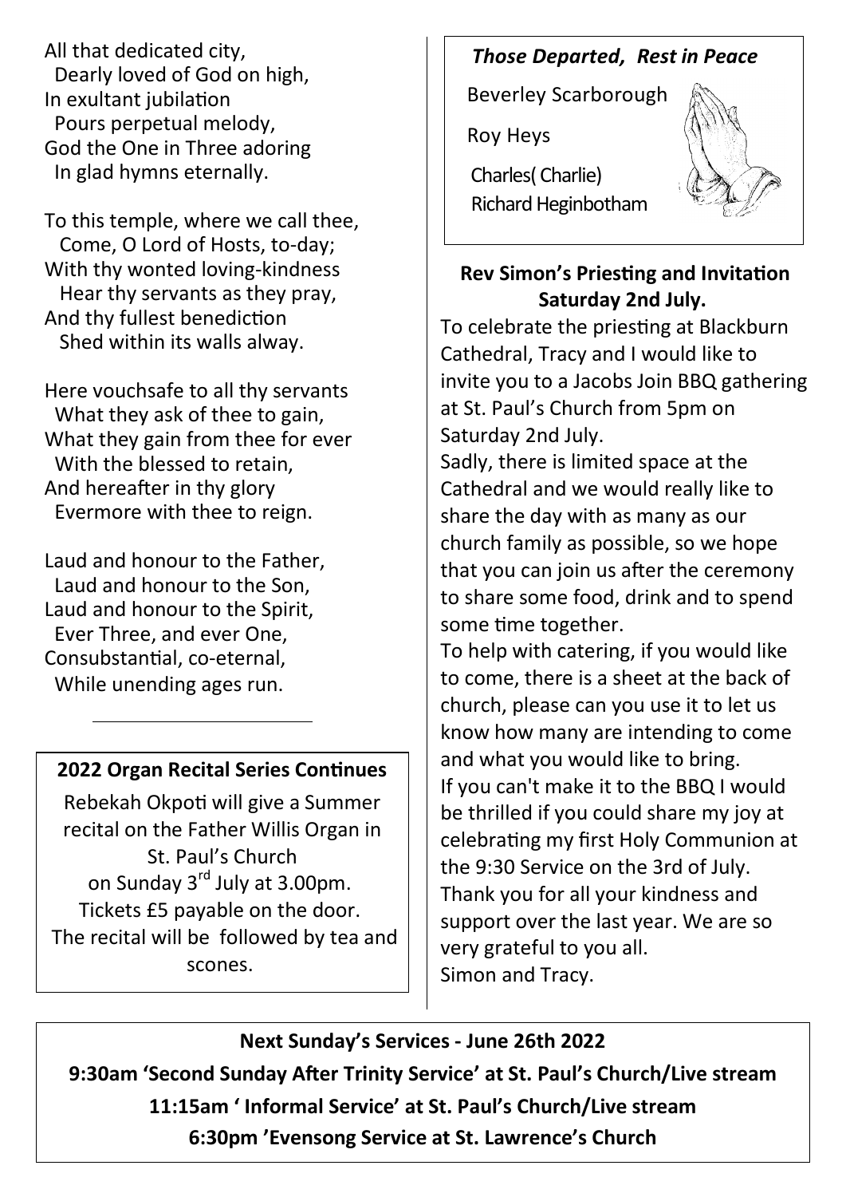All that dedicated city,
Dearly loved of God on high,
In exultant jubilation
Pours perpetual melody,
God the One in Three adoring
In glad hymns eternally.

To this temple, where we call thee,
Come, O Lord of Hosts, to-day;
With thy wonted loving-kindness
Hear thy servants as they pray,
And thy fullest benediction
Shed within its walls alway.

Here vouchsafe to all thy servants
What they ask of thee to gain,
What they gain from thee for ever
With the blessed to retain,
And hereafter in thy glory
Evermore with thee to reign.

Laud and honour to the Father,
Laud and honour to the Son,
Laud and honour to the Spirit,
Ever Three, and ever One,
Consubstantial, co-eternal,
While unending ages run.

---

**2022 Organ Recital Series Continues**

Rebekah Okpoti will give a Summer recital on the Father Willis Organ in St. Paul's Church on Sunday 3rd July at 3.00pm.
Tickets £5 payable on the door.
The recital will be followed by tea and scones.

***Those Departed, Rest in Peace***

Beverley Scarborough

Roy Heys

Charles( Charlie) Richard Heginbotham

**Rev Simon's Priesting and Invitation Saturday 2nd July.**

To celebrate the priesting at Blackburn Cathedral, Tracy and I would like to invite you to a Jacobs Join BBQ gathering at St. Paul's Church from 5pm on Saturday 2nd July.
Sadly, there is limited space at the Cathedral and we would really like to share the day with as many as our church family as possible, so we hope that you can join us after the ceremony to share some food, drink and to spend some time together.
To help with catering, if you would like to come, there is a sheet at the back of church, please can you use it to let us know how many are intending to come and what you would like to bring.
If you can't make it to the BBQ I would be thrilled if you could share my joy at celebrating my first Holy Communion at the 9:30 Service on the 3rd of July.
Thank you for all your kindness and support over the last year. We are so very grateful to you all.
Simon and Tracy.

**Next Sunday's Services - June 26th 2022**

**9:30am 'Second Sunday After Trinity Service' at St. Paul's Church/Live stream**

**11:15am ' Informal Service' at St. Paul's Church/Live stream**

**6:30pm 'Evensong Service at St. Lawrence's Church**